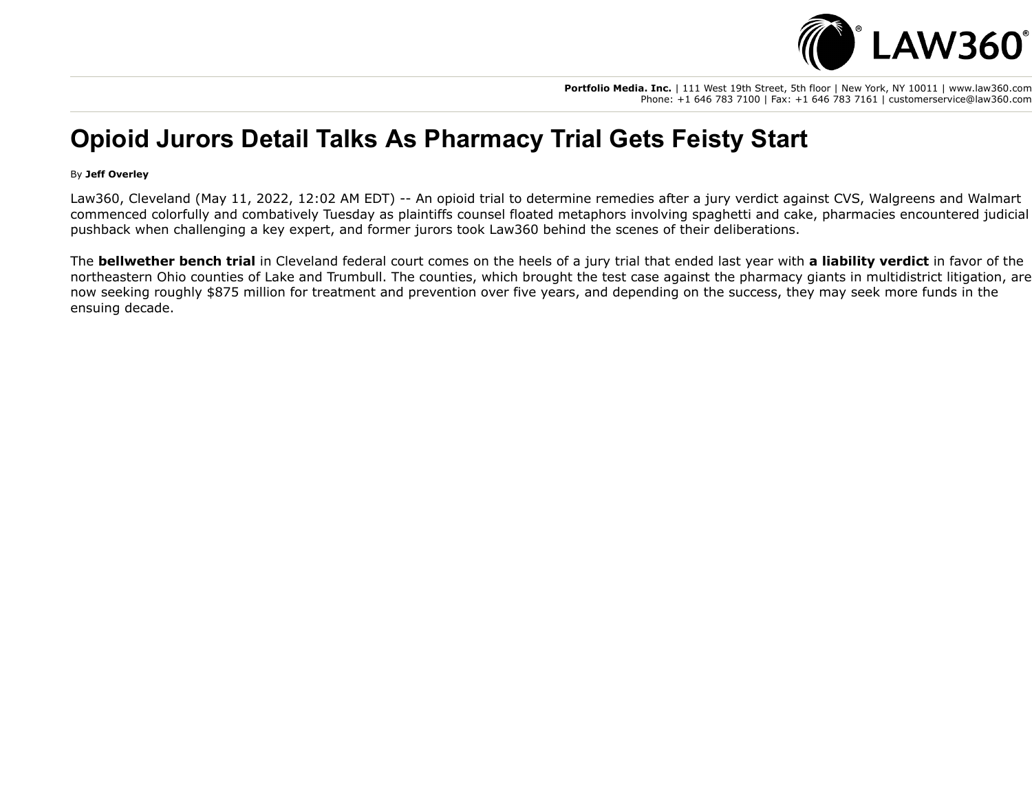Portfolio Media. Inc. | 111 West 19th Street, 5th floor | New York, NY 10011 | www.law360.com
Phone: +1 646 783 7100 | Fax: +1 646 783 7161 | customerservice@law360.com

# Opioid Jurors Detail Talks As Pharmacy Trial Gets Feisty Start

By **Jeff Overley**

Law360, Cleveland (May 11, 2022, 12:02 AM EDT) -- An opioid trial to determine remedies after a jury verdict against CVS, Walgreens and Walmart commenced colorfully and combatively Tuesday as plaintiffs counsel floated metaphors involving spaghetti and cake, pharmacies encountered judicial pushback when challenging a key expert, and former jurors took Law360 behind the scenes of their deliberations.

The **bellwether bench trial** in Cleveland federal court comes on the heels of a jury trial that ended last year with **a liability verdict** in favor of the northeastern Ohio counties of Lake and Trumbull. The counties, which brought the test case against the pharmacy giants in multidistrict litigation, are now seeking roughly $875 million for treatment and prevention over five years, and depending on the success, they may seek more funds in the ensuing decade.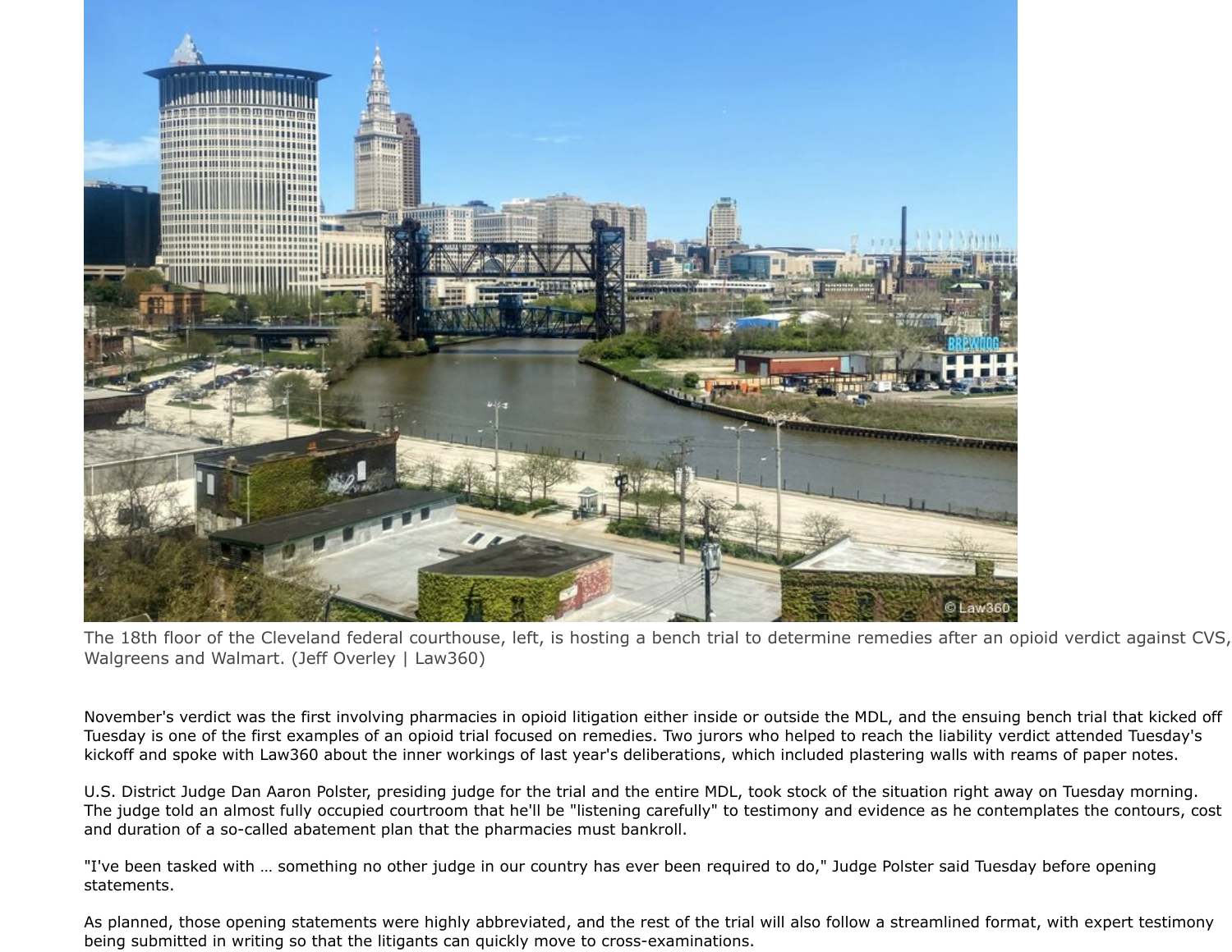The 18th floor of the Cleveland federal courthouse, left, is hosting a bench trial to determine remedies after an opioid verdict against CVS, Walgreens and Walmart. (Jeff Overley | Law360)

November's verdict was the first involving pharmacies in opioid litigation either inside or outside the MDL, and the ensuing bench trial that kicked off Tuesday is one of the first examples of an opioid trial focused on remedies. Two jurors who helped to reach the liability verdict attended Tuesday's kickoff and spoke with Law360 about the inner workings of last year's deliberations, which included plastering walls with reams of paper notes.

U.S. District Judge Dan Aaron Polster, presiding judge for the trial and the entire MDL, took stock of the situation right away on Tuesday morning. The judge told an almost fully occupied courtroom that he'll be "listening carefully" to testimony and evidence as he contemplates the contours, cost and duration of a so-called abatement plan that the pharmacies must bankroll.

"I've been tasked with … something no other judge in our country has ever been required to do," Judge Polster said Tuesday before opening statements.

As planned, those opening statements were highly abbreviated, and the rest of the trial will also follow a streamlined format, with expert testimony being submitted in writing so that the litigants can quickly move to cross-examinations.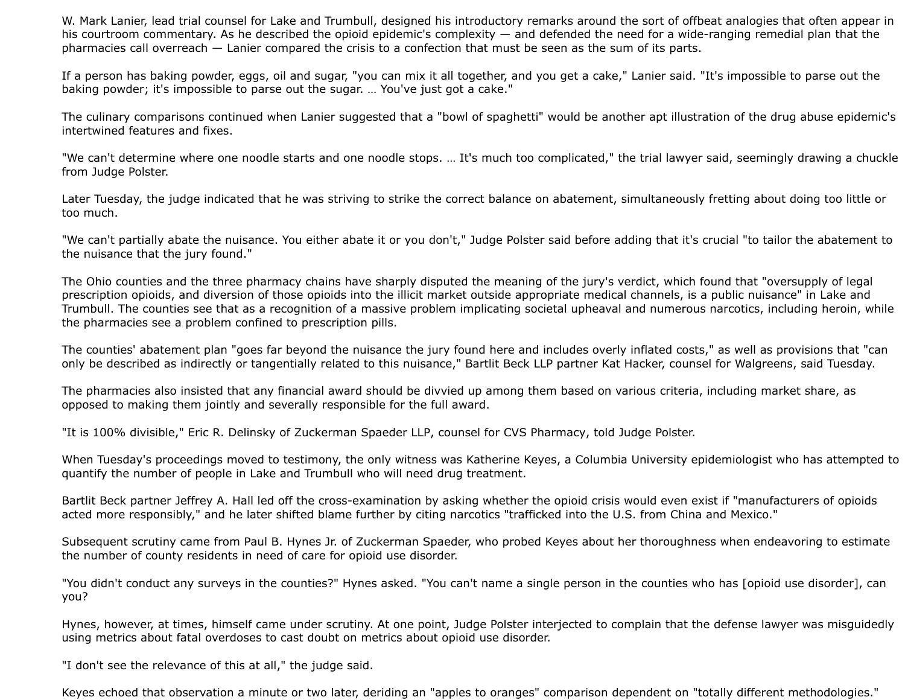W. Mark Lanier, lead trial counsel for Lake and Trumbull, designed his introductory remarks around the sort of offbeat analogies that often appear in his courtroom commentary. As he described the opioid epidemic's complexity — and defended the need for a wide-ranging remedial plan that the pharmacies call overreach — Lanier compared the crisis to a confection that must be seen as the sum of its parts.

If a person has baking powder, eggs, oil and sugar, "you can mix it all together, and you get a cake," Lanier said. "It's impossible to parse out the baking powder; it's impossible to parse out the sugar. … You've just got a cake."

The culinary comparisons continued when Lanier suggested that a "bowl of spaghetti" would be another apt illustration of the drug abuse epidemic's intertwined features and fixes.

"We can't determine where one noodle starts and one noodle stops. … It's much too complicated," the trial lawyer said, seemingly drawing a chuckle from Judge Polster.

Later Tuesday, the judge indicated that he was striving to strike the correct balance on abatement, simultaneously fretting about doing too little or too much.

"We can't partially abate the nuisance. You either abate it or you don't," Judge Polster said before adding that it's crucial "to tailor the abatement to the nuisance that the jury found."

The Ohio counties and the three pharmacy chains have sharply disputed the meaning of the jury's verdict, which found that "oversupply of legal prescription opioids, and diversion of those opioids into the illicit market outside appropriate medical channels, is a public nuisance" in Lake and Trumbull. The counties see that as a recognition of a massive problem implicating societal upheaval and numerous narcotics, including heroin, while the pharmacies see a problem confined to prescription pills.

The counties' abatement plan "goes far beyond the nuisance the jury found here and includes overly inflated costs," as well as provisions that "can only be described as indirectly or tangentially related to this nuisance," Bartlit Beck LLP partner Kat Hacker, counsel for Walgreens, said Tuesday.

The pharmacies also insisted that any financial award should be divvied up among them based on various criteria, including market share, as opposed to making them jointly and severally responsible for the full award.

"It is 100% divisible," Eric R. Delinsky of Zuckerman Spaeder LLP, counsel for CVS Pharmacy, told Judge Polster.

When Tuesday's proceedings moved to testimony, the only witness was Katherine Keyes, a Columbia University epidemiologist who has attempted to quantify the number of people in Lake and Trumbull who will need drug treatment.

Bartlit Beck partner Jeffrey A. Hall led off the cross-examination by asking whether the opioid crisis would even exist if "manufacturers of opioids acted more responsibly," and he later shifted blame further by citing narcotics "trafficked into the U.S. from China and Mexico."

Subsequent scrutiny came from Paul B. Hynes Jr. of Zuckerman Spaeder, who probed Keyes about her thoroughness when endeavoring to estimate the number of county residents in need of care for opioid use disorder.

"You didn't conduct any surveys in the counties?" Hynes asked. "You can't name a single person in the counties who has [opioid use disorder], can you?

Hynes, however, at times, himself came under scrutiny. At one point, Judge Polster interjected to complain that the defense lawyer was misguidedly using metrics about fatal overdoses to cast doubt on metrics about opioid use disorder.

"I don't see the relevance of this at all," the judge said.

Keyes echoed that observation a minute or two later, deriding an "apples to oranges" comparison dependent on "totally different methodologies."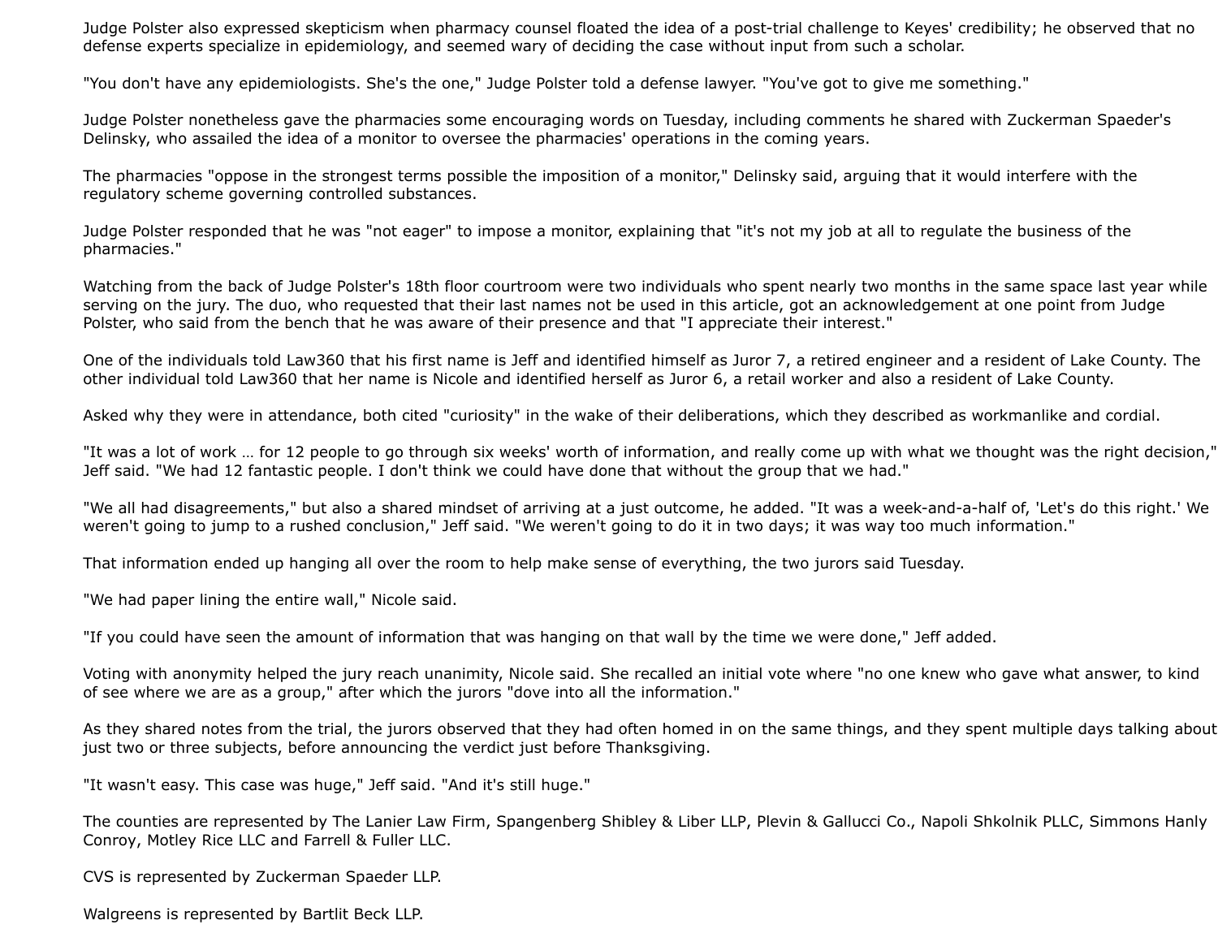Judge Polster also expressed skepticism when pharmacy counsel floated the idea of a post-trial challenge to Keyes' credibility; he observed that no defense experts specialize in epidemiology, and seemed wary of deciding the case without input from such a scholar.

"You don't have any epidemiologists. She's the one," Judge Polster told a defense lawyer. "You've got to give me something."

Judge Polster nonetheless gave the pharmacies some encouraging words on Tuesday, including comments he shared with Zuckerman Spaeder's Delinsky, who assailed the idea of a monitor to oversee the pharmacies' operations in the coming years.

The pharmacies "oppose in the strongest terms possible the imposition of a monitor," Delinsky said, arguing that it would interfere with the regulatory scheme governing controlled substances.

Judge Polster responded that he was "not eager" to impose a monitor, explaining that "it's not my job at all to regulate the business of the pharmacies."

Watching from the back of Judge Polster's 18th floor courtroom were two individuals who spent nearly two months in the same space last year while serving on the jury. The duo, who requested that their last names not be used in this article, got an acknowledgement at one point from Judge Polster, who said from the bench that he was aware of their presence and that "I appreciate their interest."

One of the individuals told Law360 that his first name is Jeff and identified himself as Juror 7, a retired engineer and a resident of Lake County. The other individual told Law360 that her name is Nicole and identified herself as Juror 6, a retail worker and also a resident of Lake County.

Asked why they were in attendance, both cited "curiosity" in the wake of their deliberations, which they described as workmanlike and cordial.

"It was a lot of work … for 12 people to go through six weeks' worth of information, and really come up with what we thought was the right decision," Jeff said. "We had 12 fantastic people. I don't think we could have done that without the group that we had."

"We all had disagreements," but also a shared mindset of arriving at a just outcome, he added. "It was a week-and-a-half of, 'Let's do this right.' We weren't going to jump to a rushed conclusion," Jeff said. "We weren't going to do it in two days; it was way too much information."

That information ended up hanging all over the room to help make sense of everything, the two jurors said Tuesday.

"We had paper lining the entire wall," Nicole said.

"If you could have seen the amount of information that was hanging on that wall by the time we were done," Jeff added.

Voting with anonymity helped the jury reach unanimity, Nicole said. She recalled an initial vote where "no one knew who gave what answer, to kind of see where we are as a group," after which the jurors "dove into all the information."

As they shared notes from the trial, the jurors observed that they had often homed in on the same things, and they spent multiple days talking about just two or three subjects, before announcing the verdict just before Thanksgiving.

"It wasn't easy. This case was huge," Jeff said. "And it's still huge."

The counties are represented by The Lanier Law Firm, Spangenberg Shibley & Liber LLP, Plevin & Gallucci Co., Napoli Shkolnik PLLC, Simmons Hanly Conroy, Motley Rice LLC and Farrell & Fuller LLC.

CVS is represented by Zuckerman Spaeder LLP.

Walgreens is represented by Bartlit Beck LLP.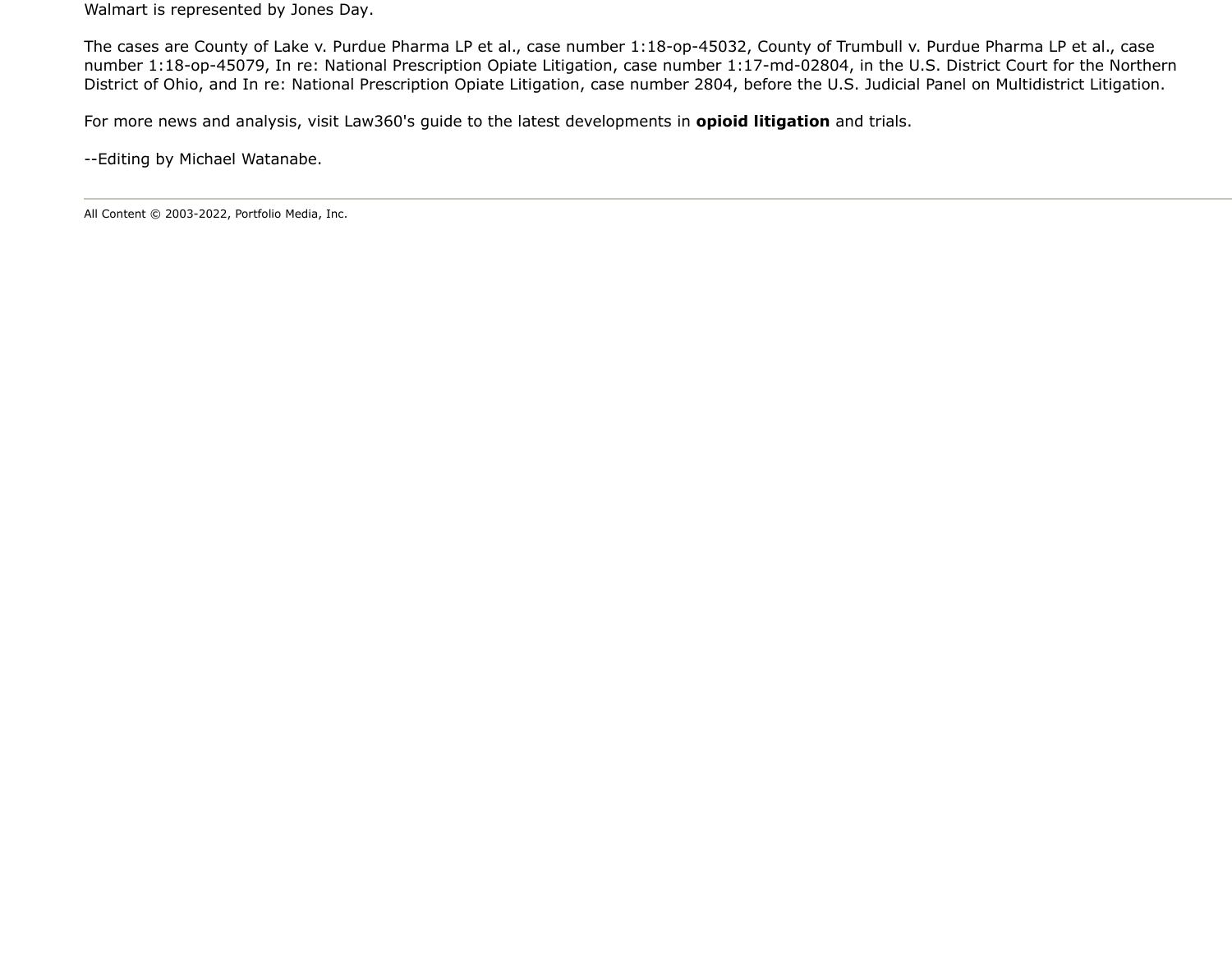Walmart is represented by Jones Day.

The cases are County of Lake v. Purdue Pharma LP et al., case number 1:18-op-45032, County of Trumbull v. Purdue Pharma LP et al., case number 1:18-op-45079, In re: National Prescription Opiate Litigation, case number 1:17-md-02804, in the U.S. District Court for the Northern District of Ohio, and In re: National Prescription Opiate Litigation, case number 2804, before the U.S. Judicial Panel on Multidistrict Litigation.

For more news and analysis, visit Law360's guide to the latest developments in **opioid litigation** and trials.

--Editing by Michael Watanabe.

All Content © 2003-2022, Portfolio Media, Inc.